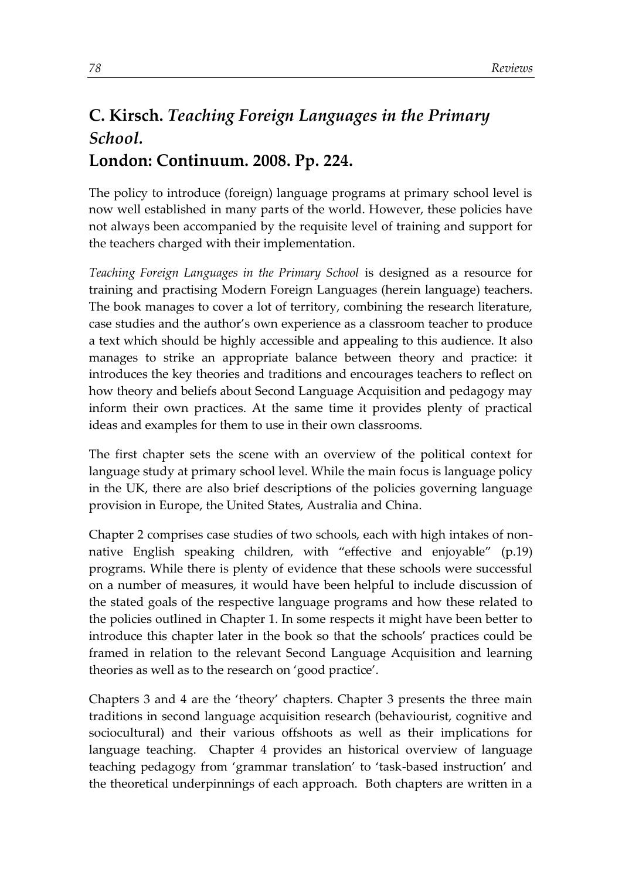# C. Kirsch. *Teaching Foreign Languages in the Primary School.* London: Continuum. 2008. Pp. 224.

The policy to introduce (foreign) language programs at primary school level is now well established in many parts of the world. However, these policies have not always been accompanied by the requisite level of training and support for the teachers charged with their implementation.

*Teaching Foreign Languages in the Primary School* is designed as a resource for training and practising Modern Foreign Languages (herein language) teachers. The book manages to cover a lot of territory, combining the research literature, case studies and the author's own experience as a classroom teacher to produce a text which should be highly accessible and appealing to this audience. It also manages to strike an appropriate balance between theory and practice: it introduces the key theories and traditions and encourages teachers to reflect on how theory and beliefs about Second Language Acquisition and pedagogy may inform their own practices. At the same time it provides plenty of practical ideas and examples for them to use in their own classrooms.

The first chapter sets the scene with an overview of the political context for language study at primary school level. While the main focus is language policy in the UK, there are also brief descriptions of the policies governing language provision in Europe, the United States, Australia and China.

Chapter 2 comprises case studies of two schools, each with high intakes of non-native English speaking children, with "effective and enjoyable" (p.19) programs. While there is plenty of evidence that these schools were successful on a number of measures, it would have been helpful to include discussion of the stated goals of the respective language programs and how these related to the policies outlined in Chapter 1. In some respects it might have been better to introduce this chapter later in the book so that the schools' practices could be framed in relation to the relevant Second Language Acquisition and learning theories as well as to the research on 'good practice'.

Chapters 3 and 4 are the 'theory' chapters. Chapter 3 presents the three main traditions in second language acquisition research (behaviourist, cognitive and sociocultural) and their various offshoots as well as their implications for language teaching. Chapter 4 provides an historical overview of language teaching pedagogy from 'grammar translation' to 'task-based instruction' and the theoretical underpinnings of each approach. Both chapters are written in a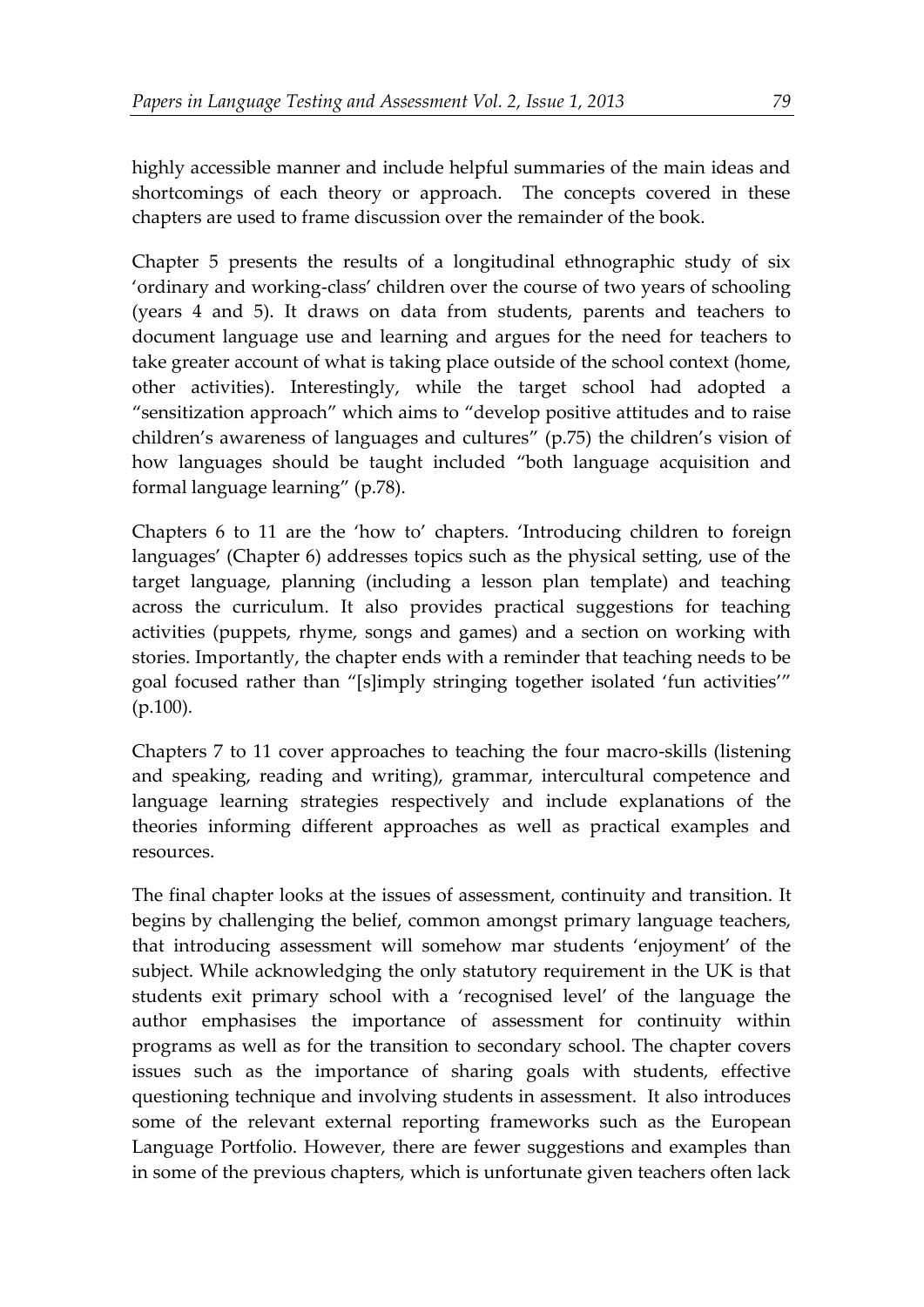highly accessible manner and include helpful summaries of the main ideas and shortcomings of each theory or approach. The concepts covered in these chapters are used to frame discussion over the remainder of the book.

Chapter 5 presents the results of a longitudinal ethnographic study of six 'ordinary and working-class' children over the course of two years of schooling (years 4 and 5). It draws on data from students, parents and teachers to document language use and learning and argues for the need for teachers to take greater account of what is taking place outside of the school context (home, other activities). Interestingly, while the target school had adopted a "sensitization approach" which aims to "develop positive attitudes and to raise children's awareness of languages and cultures" (p.75) the children's vision of how languages should be taught included "both language acquisition and formal language learning" (p.78).

Chapters 6 to 11 are the 'how to' chapters. 'Introducing children to foreign languages' (Chapter 6) addresses topics such as the physical setting, use of the target language, planning (including a lesson plan template) and teaching across the curriculum. It also provides practical suggestions for teaching activities (puppets, rhyme, songs and games) and a section on working with stories. Importantly, the chapter ends with a reminder that teaching needs to be goal focused rather than "[s]imply stringing together isolated 'fun activities'" (p.100).

Chapters 7 to 11 cover approaches to teaching the four macro-skills (listening and speaking, reading and writing), grammar, intercultural competence and language learning strategies respectively and include explanations of the theories informing different approaches as well as practical examples and resources.

The final chapter looks at the issues of assessment, continuity and transition. It begins by challenging the belief, common amongst primary language teachers, that introducing assessment will somehow mar students 'enjoyment' of the subject. While acknowledging the only statutory requirement in the UK is that students exit primary school with a 'recognised level' of the language the author emphasises the importance of assessment for continuity within programs as well as for the transition to secondary school. The chapter covers issues such as the importance of sharing goals with students, effective questioning technique and involving students in assessment. It also introduces some of the relevant external reporting frameworks such as the European Language Portfolio. However, there are fewer suggestions and examples than in some of the previous chapters, which is unfortunate given teachers often lack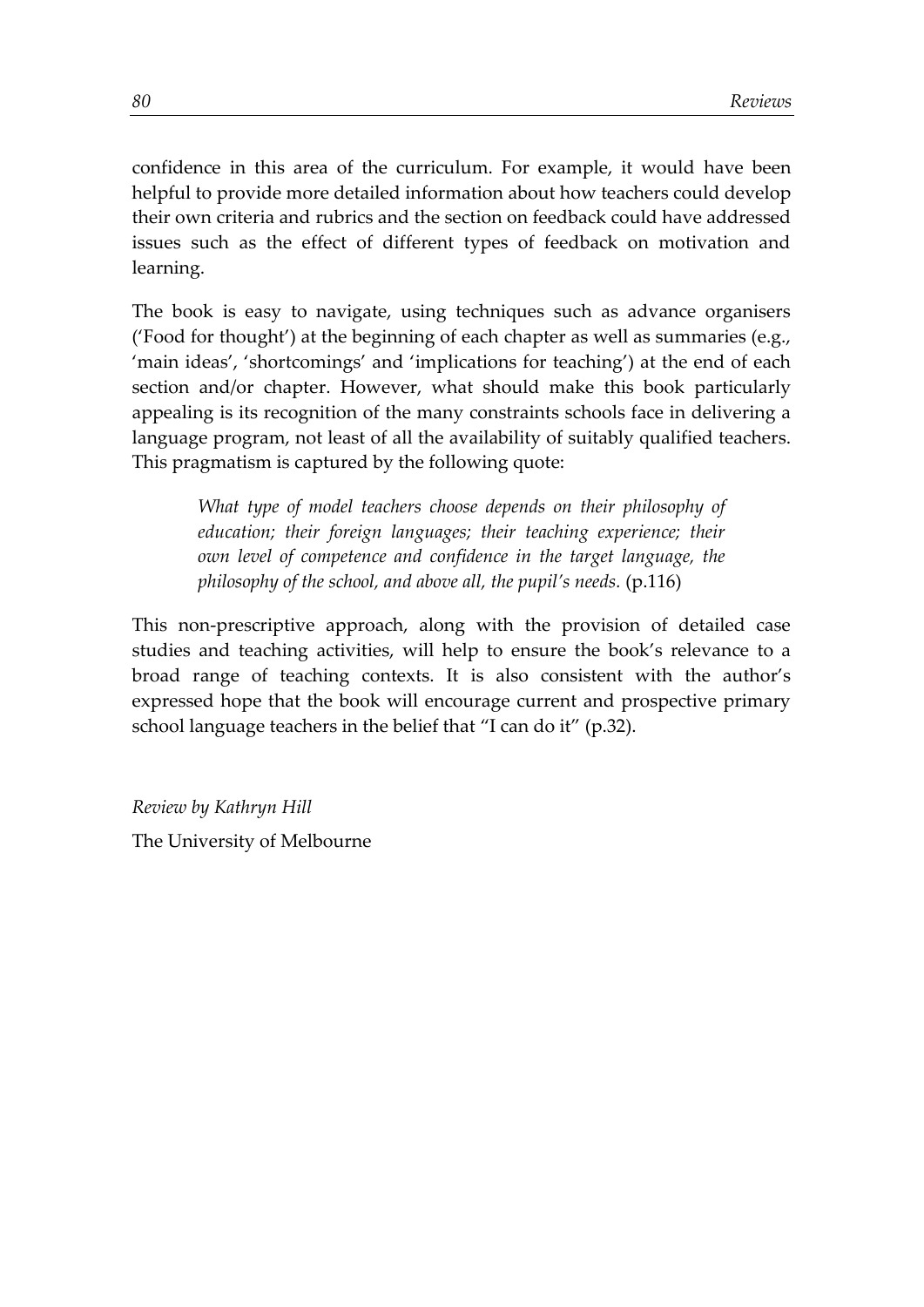confidence in this area of the curriculum. For example, it would have been helpful to provide more detailed information about how teachers could develop their own criteria and rubrics and the section on feedback could have addressed issues such as the effect of different types of feedback on motivation and learning.

The book is easy to navigate, using techniques such as advance organisers ('Food for thought') at the beginning of each chapter as well as summaries (e.g., 'main ideas', 'shortcomings' and 'implications for teaching') at the end of each section and/or chapter. However, what should make this book particularly appealing is its recognition of the many constraints schools face in delivering a language program, not least of all the availability of suitably qualified teachers. This pragmatism is captured by the following quote:

> *What type of model teachers choose depends on their philosophy of education; their foreign languages; their teaching experience; their own level of competence and confidence in the target language, the philosophy of the school, and above all, the pupil's needs.* (p.116)

This non-prescriptive approach, along with the provision of detailed case studies and teaching activities, will help to ensure the book's relevance to a broad range of teaching contexts. It is also consistent with the author's expressed hope that the book will encourage current and prospective primary school language teachers in the belief that "I can do it" (p.32).

*Review by Kathryn Hill*

The University of Melbourne